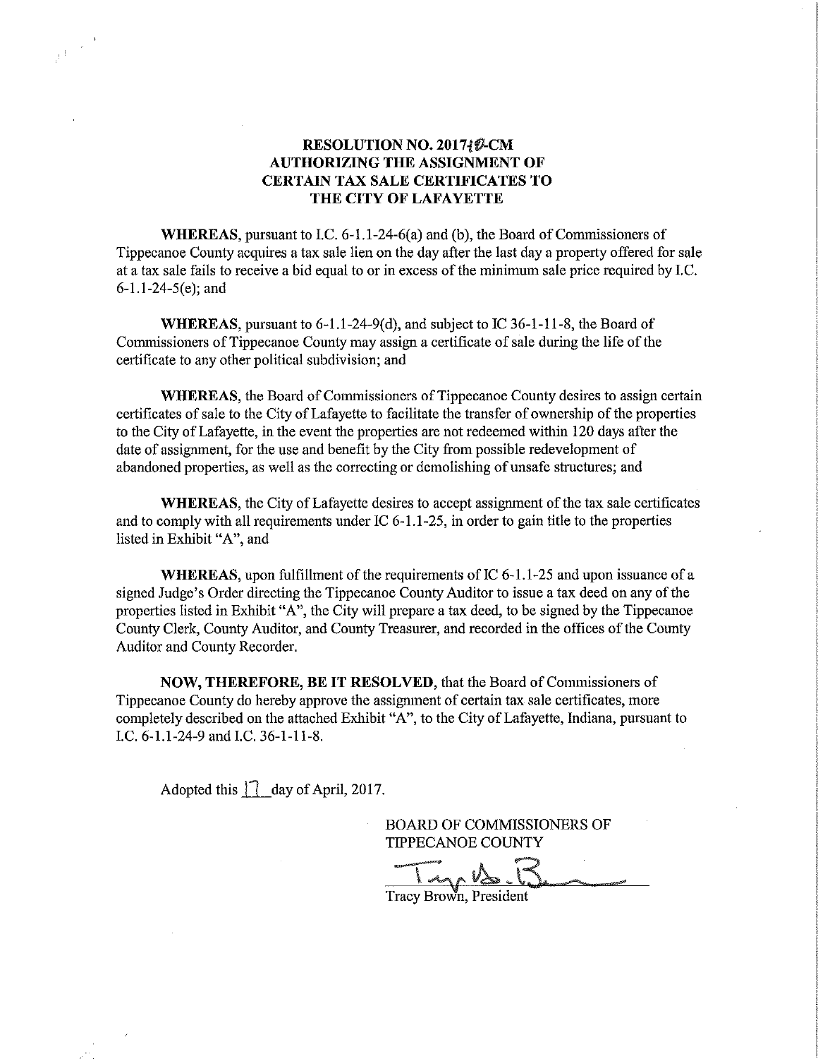**RESOLUTION NO. 2017-10-CM**
**AUTHORIZING THE ASSIGNMENT OF CERTAIN TAX SALE CERTIFICATES TO THE CITY OF LAFAYETTE**

**WHEREAS**, pursuant to I.C. 6-1.1-24-6(a) and (b), the Board of Commissioners of Tippecanoe County acquires a tax sale lien on the day after the last day a property offered for sale at a tax sale fails to receive a bid equal to or in excess of the minimum sale price required by I.C. 6-1.1-24-5(e); and

**WHEREAS**, pursuant to 6-1.1-24-9(d), and subject to IC 36-1-11-8, the Board of Commissioners of Tippecanoe County may assign a certificate of sale during the life of the certificate to any other political subdivision; and

**WHEREAS**, the Board of Commissioners of Tippecanoe County desires to assign certain certificates of sale to the City of Lafayette to facilitate the transfer of ownership of the properties to the City of Lafayette, in the event the properties are not redeemed within 120 days after the date of assignment, for the use and benefit by the City from possible redevelopment of abandoned properties, as well as the correcting or demolishing of unsafe structures; and

**WHEREAS**, the City of Lafayette desires to accept assignment of the tax sale certificates and to comply with all requirements under IC 6-1.1-25, in order to gain title to the properties listed in Exhibit "A", and

**WHEREAS**, upon fulfillment of the requirements of IC 6-1.1-25 and upon issuance of a signed Judge's Order directing the Tippecanoe County Auditor to issue a tax deed on any of the properties listed in Exhibit "A", the City will prepare a tax deed, to be signed by the Tippecanoe County Clerk, County Auditor, and County Treasurer, and recorded in the offices of the County Auditor and County Recorder.

**NOW, THEREFORE, BE IT RESOLVED**, that the Board of Commissioners of Tippecanoe County do hereby approve the assignment of certain tax sale certificates, more completely described on the attached Exhibit "A", to the City of Lafayette, Indiana, pursuant to I.C. 6-1.1-24-9 and I.C. 36-1-11-8.

Adopted this 17 day of April, 2017.

BOARD OF COMMISSIONERS OF TIPPECANOE COUNTY

Tracy Brown, President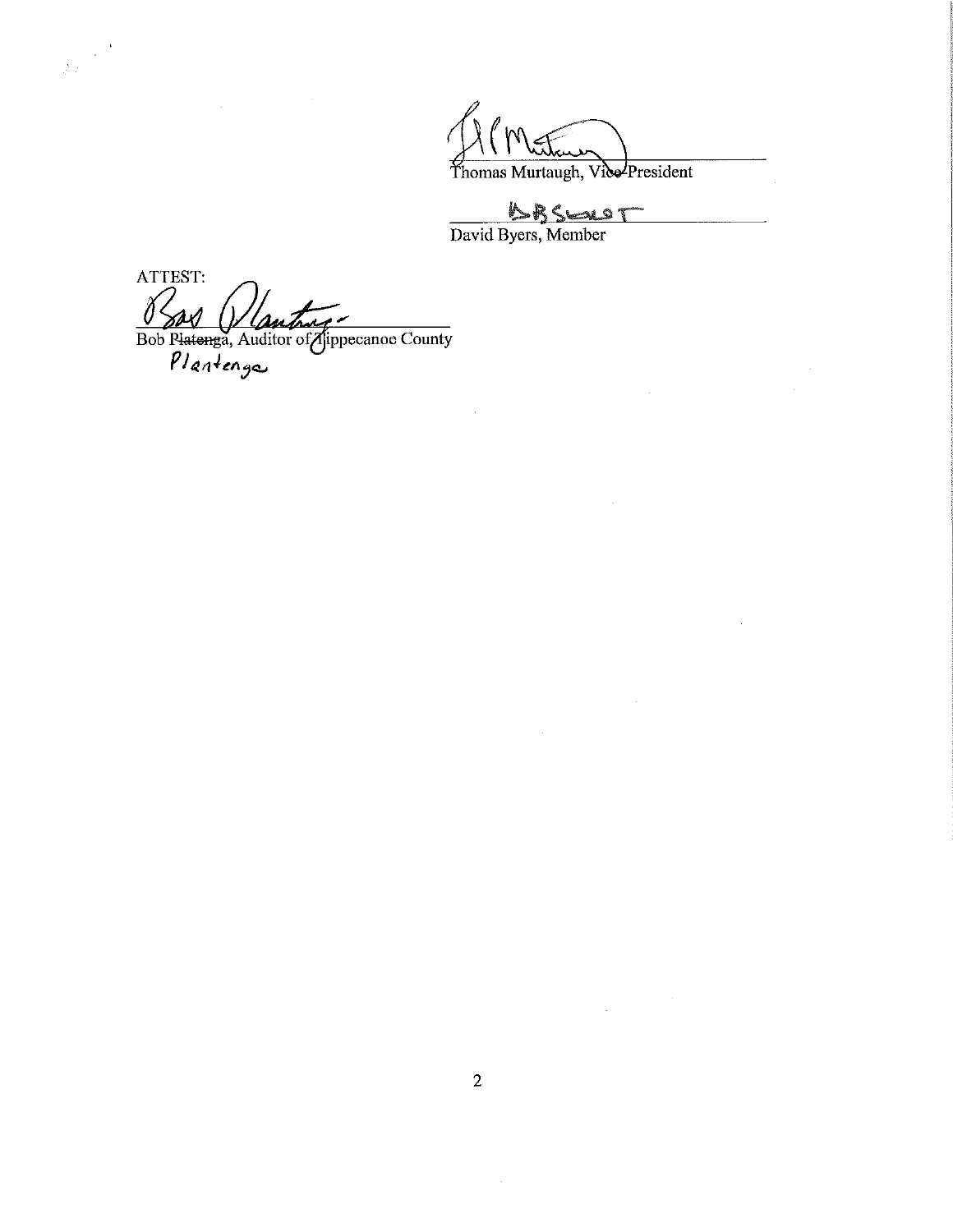Thomas Murtaugh, Vice-President

ABSENT

David Byers, Member

ATTEST:

Bob ~~Platenga~~, Auditor of Tippecanoe County

Plantenga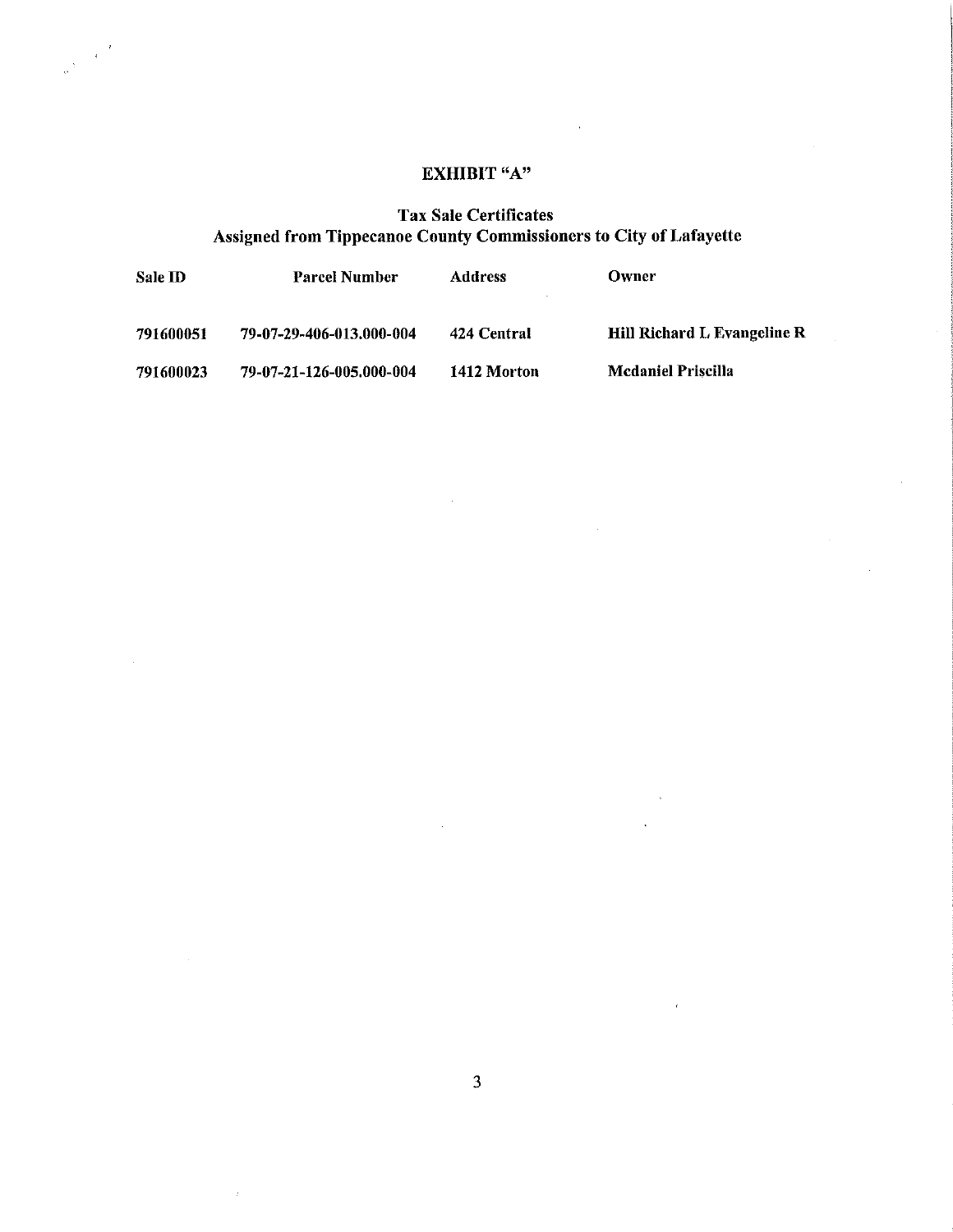# EXHIBIT "A"

## Tax Sale Certificates
## Assigned from Tippecanoe County Commissioners to City of Lafayette

| Sale ID | Parcel Number | Address | Owner |
|---|---|---|---|
| 791600051 | 79-07-29-406-013.000-004 | 424 Central | Hill Richard L Evangeline R |
| 791600023 | 79-07-21-126-005.000-004 | 1412 Morton | Mcdaniel Priscilla |